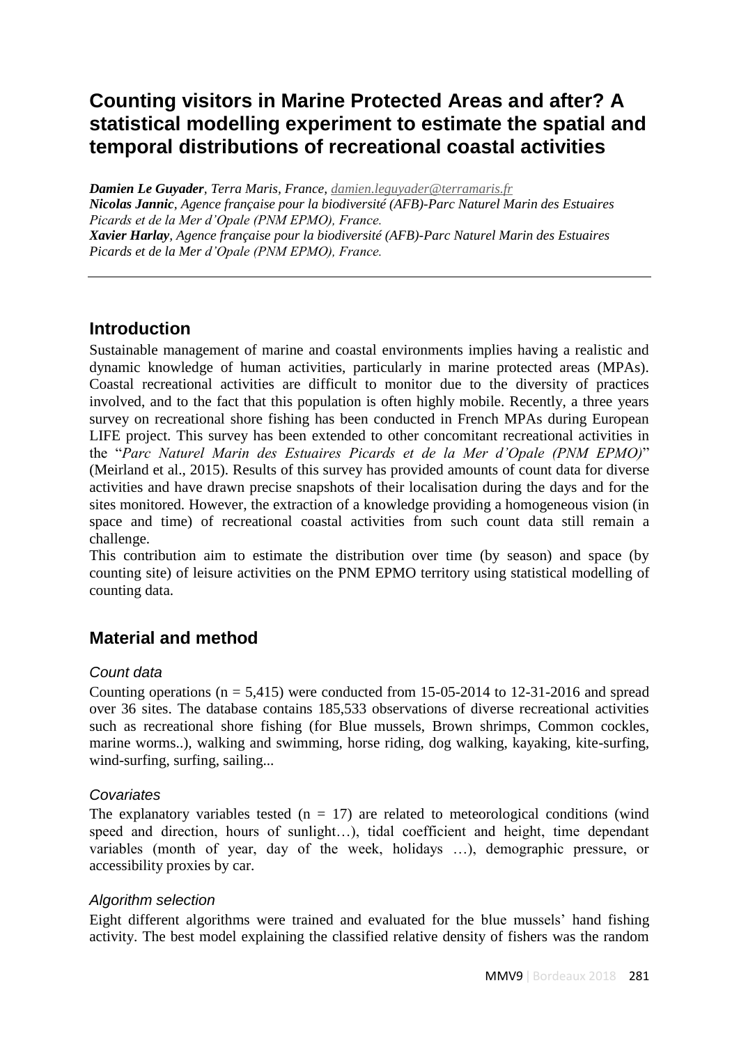# Counting visitors in Marine Protected Areas and after? A statistical modelling experiment to estimate the spatial and temporal distributions of recreational coastal activities

***Damien Le Guyader****, Terra Maris, France, damien.leguyader@terramaris.fr*
***Nicolas Jannic****, Agence française pour la biodiversité (AFB)-Parc Naturel Marin des Estuaires Picards et de la Mer d'Opale (PNM EPMO), France.*
***Xavier Harlay****, Agence française pour la biodiversité (AFB)-Parc Naturel Marin des Estuaires Picards et de la Mer d'Opale (PNM EPMO), France.*

## Introduction

Sustainable management of marine and coastal environments implies having a realistic and dynamic knowledge of human activities, particularly in marine protected areas (MPAs). Coastal recreational activities are difficult to monitor due to the diversity of practices involved, and to the fact that this population is often highly mobile. Recently, a three years survey on recreational shore fishing has been conducted in French MPAs during European LIFE project. This survey has been extended to other concomitant recreational activities in the "*Parc Naturel Marin des Estuaires Picards et de la Mer d'Opale (PNM EPMO)*" (Meirland et al., 2015). Results of this survey has provided amounts of count data for diverse activities and have drawn precise snapshots of their localisation during the days and for the sites monitored. However, the extraction of a knowledge providing a homogeneous vision (in space and time) of recreational coastal activities from such count data still remain a challenge.

This contribution aim to estimate the distribution over time (by season) and space (by counting site) of leisure activities on the PNM EPMO territory using statistical modelling of counting data.

## Material and method

### *Count data*

Counting operations (n = 5,415) were conducted from 15-05-2014 to 12-31-2016 and spread over 36 sites. The database contains 185,533 observations of diverse recreational activities such as recreational shore fishing (for Blue mussels, Brown shrimps, Common cockles, marine worms..), walking and swimming, horse riding, dog walking, kayaking, kite-surfing, wind-surfing, surfing, sailing...

### *Covariates*

The explanatory variables tested (n = 17) are related to meteorological conditions (wind speed and direction, hours of sunlight…), tidal coefficient and height, time dependant variables (month of year, day of the week, holidays …), demographic pressure, or accessibility proxies by car.

### *Algorithm selection*

Eight different algorithms were trained and evaluated for the blue mussels' hand fishing activity. The best model explaining the classified relative density of fishers was the random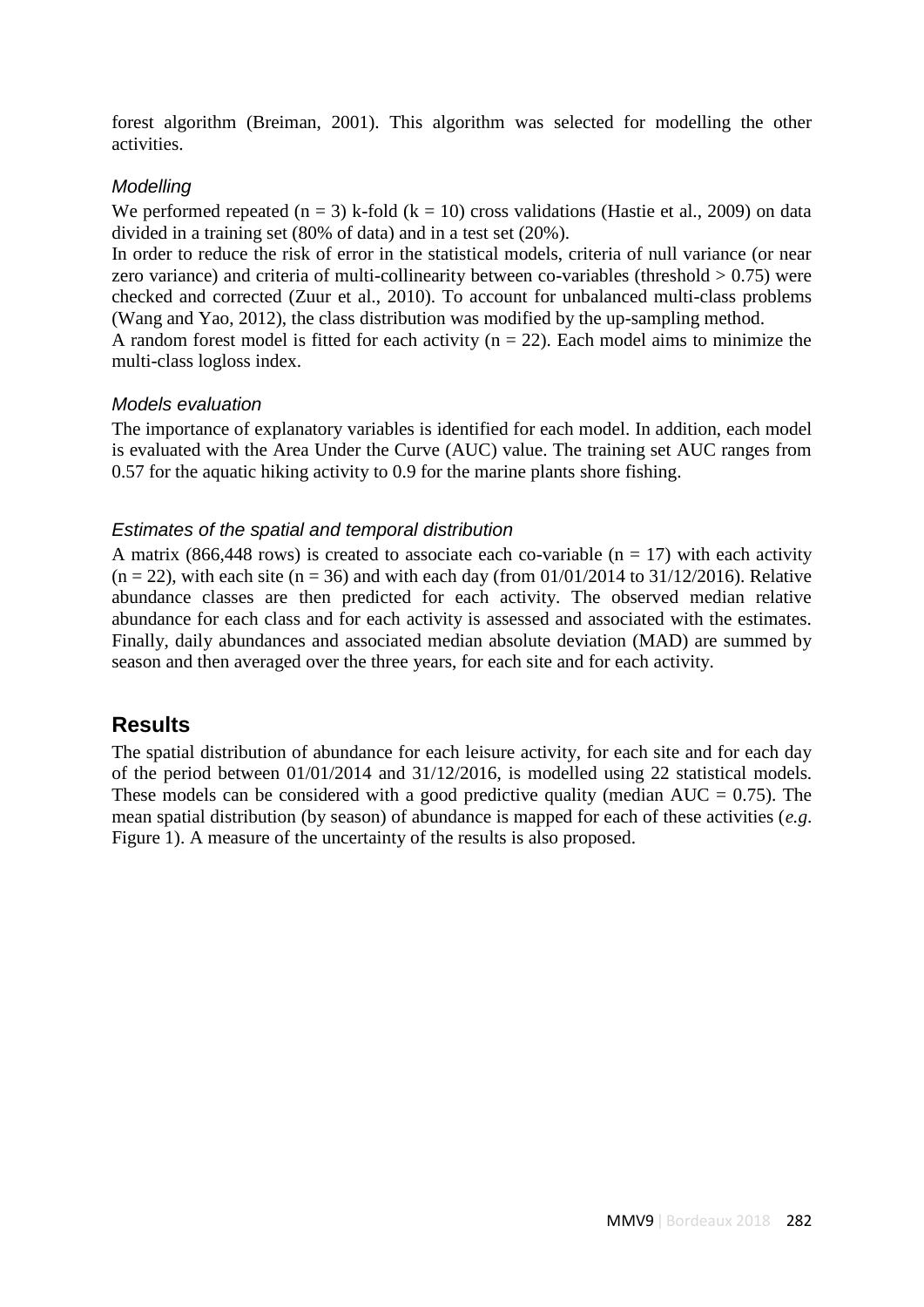forest algorithm (Breiman, 2001). This algorithm was selected for modelling the other activities.

### *Modelling*

We performed repeated ($n = 3$) k-fold ($k = 10$) cross validations (Hastie et al., 2009) on data divided in a training set (80% of data) and in a test set (20%).

In order to reduce the risk of error in the statistical models, criteria of null variance (or near zero variance) and criteria of multi-collinearity between co-variables (threshold $> 0.75$) were checked and corrected (Zuur et al., 2010). To account for unbalanced multi-class problems (Wang and Yao, 2012), the class distribution was modified by the up-sampling method.

A random forest model is fitted for each activity ($n = 22$). Each model aims to minimize the multi-class logloss index.

### *Models evaluation*

The importance of explanatory variables is identified for each model. In addition, each model is evaluated with the Area Under the Curve (AUC) value. The training set AUC ranges from 0.57 for the aquatic hiking activity to 0.9 for the marine plants shore fishing.

### *Estimates of the spatial and temporal distribution*

A matrix (866,448 rows) is created to associate each co-variable ($n = 17$) with each activity ($n = 22$), with each site ($n = 36$) and with each day (from 01/01/2014 to 31/12/2016). Relative abundance classes are then predicted for each activity. The observed median relative abundance for each class and for each activity is assessed and associated with the estimates. Finally, daily abundances and associated median absolute deviation (MAD) are summed by season and then averaged over the three years, for each site and for each activity.

## Results

The spatial distribution of abundance for each leisure activity, for each site and for each day of the period between 01/01/2014 and 31/12/2016, is modelled using 22 statistical models. These models can be considered with a good predictive quality (median AUC = 0.75). The mean spatial distribution (by season) of abundance is mapped for each of these activities (*e.g.* Figure 1). A measure of the uncertainty of the results is also proposed.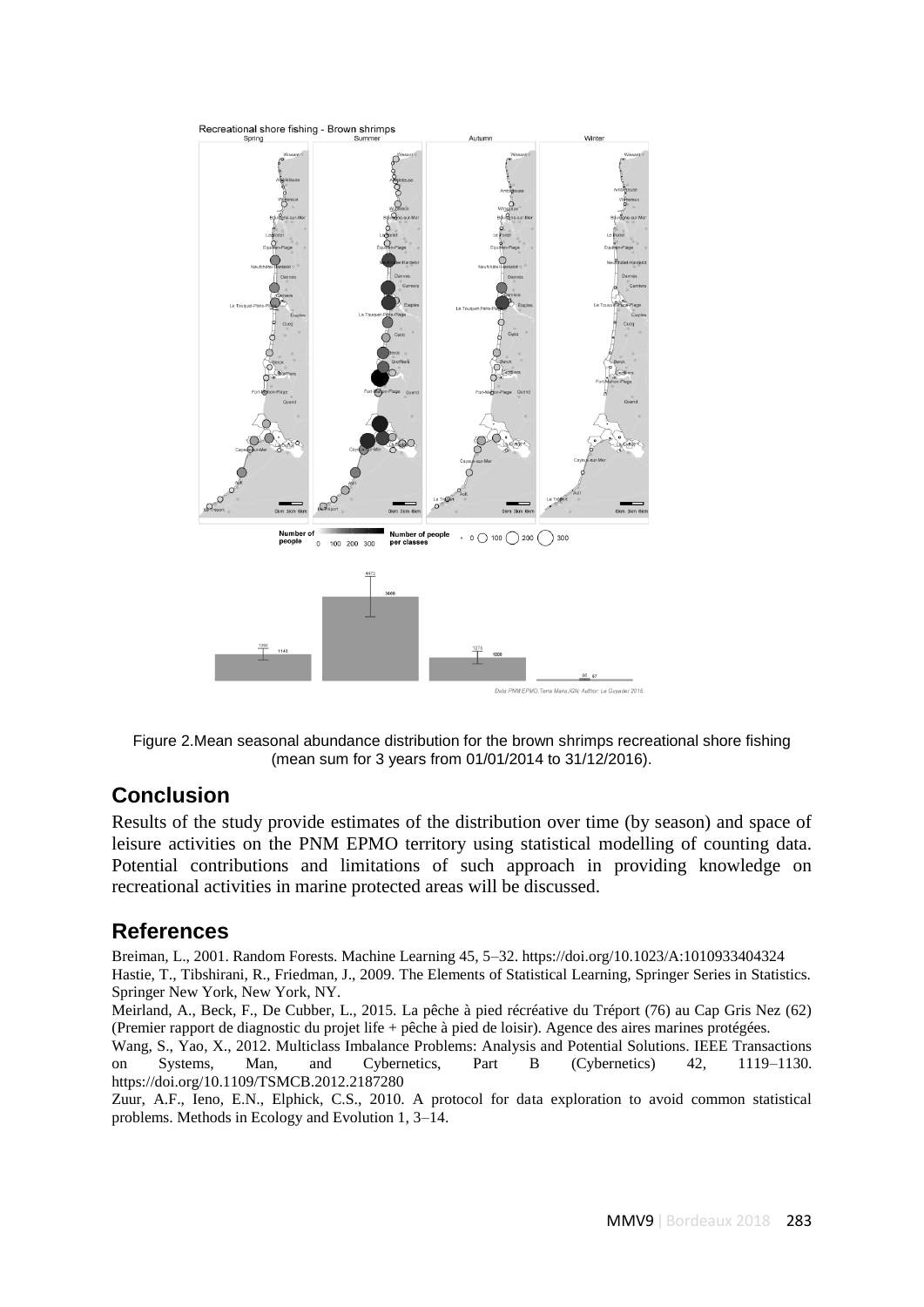Recreational shore fishing - Brown shrimps

Spring

Summer

Autumn

Winter

Number of people 0 100 200 300

Number of people per classes 0 100 200 300

4473

3669

1358

1143

1274

1000

90

67

Data:PNM EPMO,Terra Maris,IGN; Author: Le Guyader 2018.

Figure 2.Mean seasonal abundance distribution for the brown shrimps recreational shore fishing (mean sum for 3 years from 01/01/2014 to 31/12/2016).

## Conclusion

Results of the study provide estimates of the distribution over time (by season) and space of leisure activities on the PNM EPMO territory using statistical modelling of counting data. Potential contributions and limitations of such approach in providing knowledge on recreational activities in marine protected areas will be discussed.

## References

Breiman, L., 2001. Random Forests. Machine Learning 45, 5–32. https://doi.org/10.1023/A:1010933404324

Hastie, T., Tibshirani, R., Friedman, J., 2009. The Elements of Statistical Learning, Springer Series in Statistics. Springer New York, New York, NY.

Meirland, A., Beck, F., De Cubber, L., 2015. La pêche à pied récréative du Tréport (76) au Cap Gris Nez (62) (Premier rapport de diagnostic du projet life + pêche à pied de loisir). Agence des aires marines protégées.

Wang, S., Yao, X., 2012. Multiclass Imbalance Problems: Analysis and Potential Solutions. IEEE Transactions on Systems, Man, and Cybernetics, Part B (Cybernetics) 42, 1119–1130. https://doi.org/10.1109/TSMCB.2012.2187280

Zuur, A.F., Ieno, E.N., Elphick, C.S., 2010. A protocol for data exploration to avoid common statistical problems. Methods in Ecology and Evolution 1, 3–14.